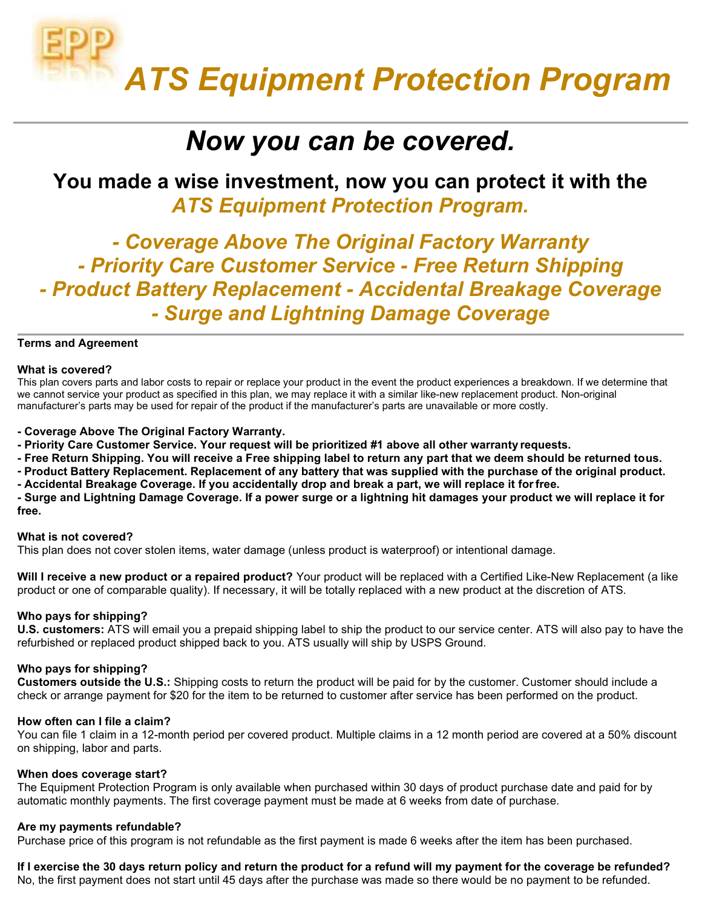EPP

# *ATS Equipment Protection Program*

## *Now you can be covered.*

### You made a wise investment, now you can protect it with the *ATS Equipment Protection Program.*

### *- Coverage Above The Original Factory Warranty*
### *- Priority Care Customer Service - Free Return Shipping*
### *- Product Battery Replacement - Accidental Breakage Coverage*
### *- Surge and Lightning Damage Coverage*

**Terms and Agreement**

**What is covered?**
This plan covers parts and labor costs to repair or replace your product in the event the product experiences a breakdown. If we determine that we cannot service your product as specified in this plan, we may replace it with a similar like-new replacement product. Non-original manufacturer's parts may be used for repair of the product if the manufacturer's parts are unavailable or more costly.

**- Coverage Above The Original Factory Warranty.**
**- Priority Care Customer Service. Your request will be prioritized #1 above all other warranty requests.**
**- Free Return Shipping. You will receive a Free shipping label to return any part that we deem should be returned to us.**
**- Product Battery Replacement. Replacement of any battery that was supplied with the purchase of the original product.**
**- Accidental Breakage Coverage. If you accidentally drop and break a part, we will replace it for free.**
**- Surge and Lightning Damage Coverage. If a power surge or a lightning hit damages your product we will replace it for free.**

**What is not covered?**
This plan does not cover stolen items, water damage (unless product is waterproof) or intentional damage.

**Will I receive a new product or a repaired product?** Your product will be replaced with a Certified Like-New Replacement (a like product or one of comparable quality). If necessary, it will be totally replaced with a new product at the discretion of ATS.

**Who pays for shipping?**
**U.S. customers:** ATS will email you a prepaid shipping label to ship the product to our service center. ATS will also pay to have the refurbished or replaced product shipped back to you. ATS usually will ship by USPS Ground.

**Who pays for shipping?**
**Customers outside the U.S.:** Shipping costs to return the product will be paid for by the customer. Customer should include a check or arrange payment for $20 for the item to be returned to customer after service has been performed on the product.

**How often can I file a claim?**
You can file 1 claim in a 12-month period per covered product. Multiple claims in a 12 month period are covered at a 50% discount on shipping, labor and parts.

**When does coverage start?**
The Equipment Protection Program is only available when purchased within 30 days of product purchase date and paid for by automatic monthly payments. The first coverage payment must be made at 6 weeks from date of purchase.

**Are my payments refundable?**
Purchase price of this program is not refundable as the first payment is made 6 weeks after the item has been purchased.

**If I exercise the 30 days return policy and return the product for a refund will my payment for the coverage be refunded?**
No, the first payment does not start until 45 days after the purchase was made so there would be no payment to be refunded.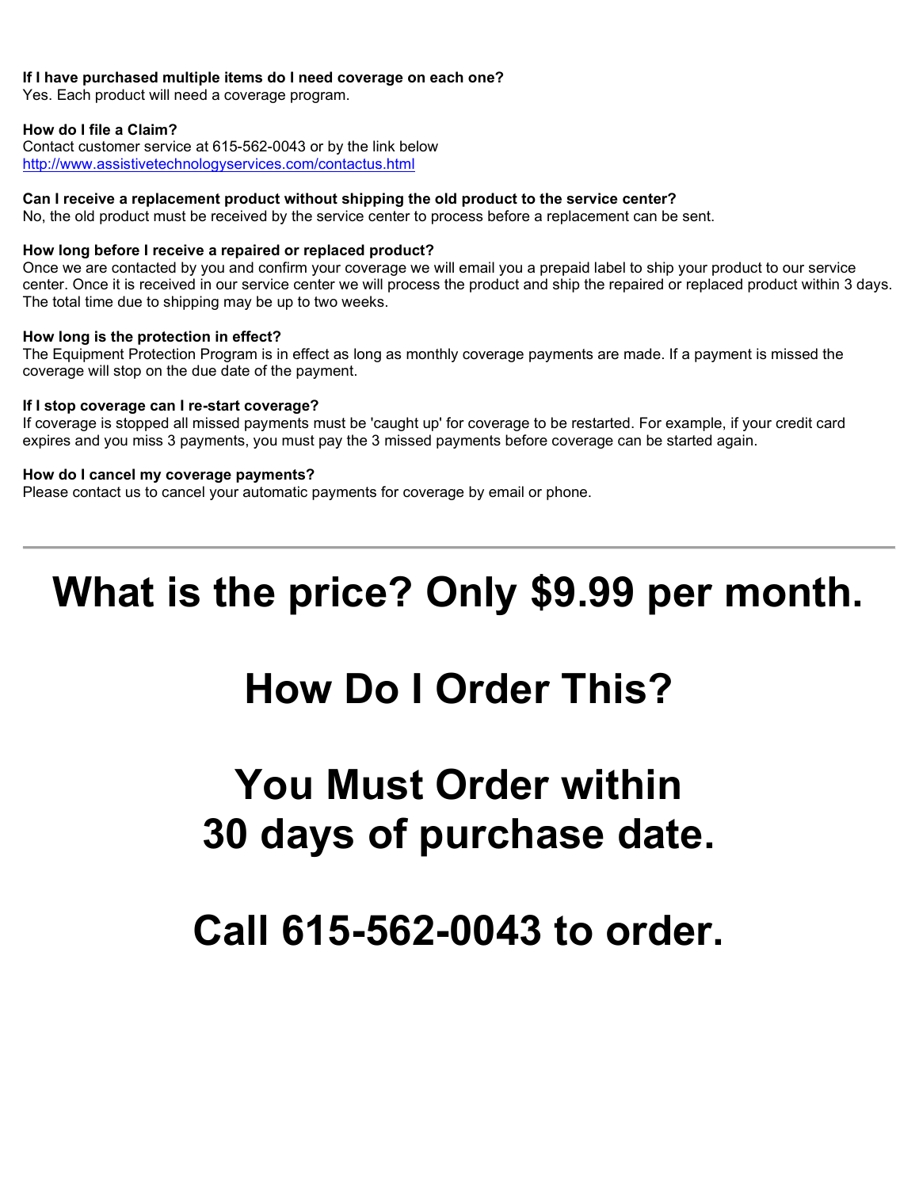**If I have purchased multiple items do I need coverage on each one?**
Yes. Each product will need a coverage program.

**How do I file a Claim?**
Contact customer service at 615-562-0043 or by the link below
[http://www.assistivetechnologyservices.com/contactus.html](http://www.assistivetechnologyservices.com/contactus.html)

**Can I receive a replacement product without shipping the old product to the service center?**
No, the old product must be received by the service center to process before a replacement can be sent.

**How long before I receive a repaired or replaced product?**
Once we are contacted by you and confirm your coverage we will email you a prepaid label to ship your product to our service center. Once it is received in our service center we will process the product and ship the repaired or replaced product within 3 days. The total time due to shipping may be up to two weeks.

**How long is the protection in effect?**
The Equipment Protection Program is in effect as long as monthly coverage payments are made. If a payment is missed the coverage will stop on the due date of the payment.

**If I stop coverage can I re-start coverage?**
If coverage is stopped all missed payments must be 'caught up' for coverage to be restarted. For example, if your credit card expires and you miss 3 payments, you must pay the 3 missed payments before coverage can be started again.

**How do I cancel my coverage payments?**
Please contact us to cancel your automatic payments for coverage by email or phone.

---

# What is the price? Only $9.99 per month.

# How Do I Order This?

# You Must Order within 30 days of purchase date.

# Call 615-562-0043 to order.